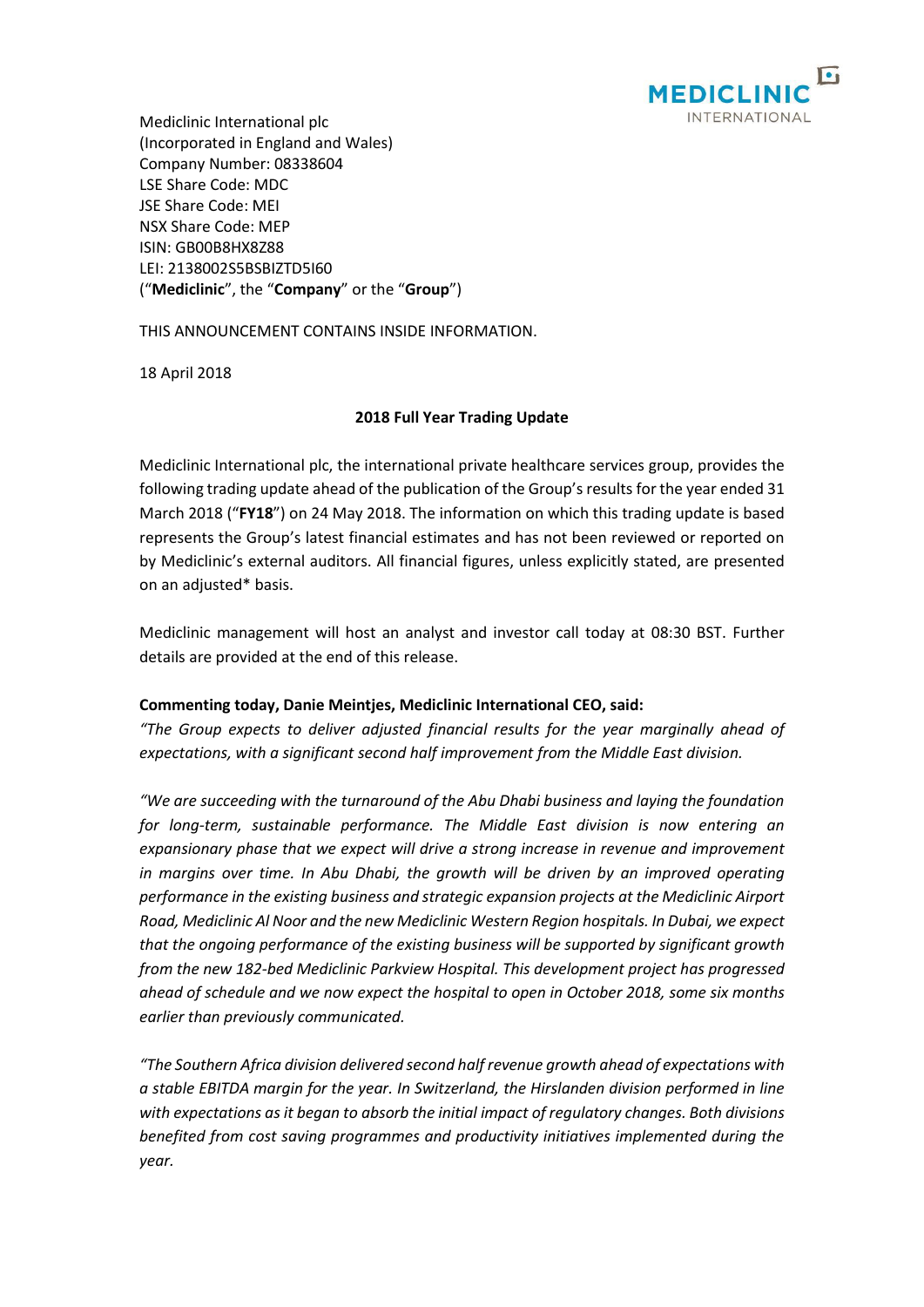Mediclinic International plc
(Incorporated in England and Wales)
Company Number: 08338604
LSE Share Code: MDC
JSE Share Code: MEI
NSX Share Code: MEP
ISIN: GB00B8HX8Z88
LEI: 2138002S5BSBIZTD5I60
("**Mediclinic**", the "**Company**" or the "**Group**")

THIS ANNOUNCEMENT CONTAINS INSIDE INFORMATION.

18 April 2018

## 2018 Full Year Trading Update

Mediclinic International plc, the international private healthcare services group, provides the following trading update ahead of the publication of the Group's results for the year ended 31 March 2018 ("**FY18**") on 24 May 2018. The information on which this trading update is based represents the Group's latest financial estimates and has not been reviewed or reported on by Mediclinic's external auditors. All financial figures, unless explicitly stated, are presented on an adjusted* basis.

Mediclinic management will host an analyst and investor call today at 08:30 BST. Further details are provided at the end of this release.

**Commenting today, Danie Meintjes, Mediclinic International CEO, said:**

*"The Group expects to deliver adjusted financial results for the year marginally ahead of expectations, with a significant second half improvement from the Middle East division.*

*"We are succeeding with the turnaround of the Abu Dhabi business and laying the foundation for long-term, sustainable performance. The Middle East division is now entering an expansionary phase that we expect will drive a strong increase in revenue and improvement in margins over time. In Abu Dhabi, the growth will be driven by an improved operating performance in the existing business and strategic expansion projects at the Mediclinic Airport Road, Mediclinic Al Noor and the new Mediclinic Western Region hospitals. In Dubai, we expect that the ongoing performance of the existing business will be supported by significant growth from the new 182-bed Mediclinic Parkview Hospital. This development project has progressed ahead of schedule and we now expect the hospital to open in October 2018, some six months earlier than previously communicated.*

*"The Southern Africa division delivered second half revenue growth ahead of expectations with a stable EBITDA margin for the year. In Switzerland, the Hirslanden division performed in line with expectations as it began to absorb the initial impact of regulatory changes. Both divisions benefited from cost saving programmes and productivity initiatives implemented during the year.*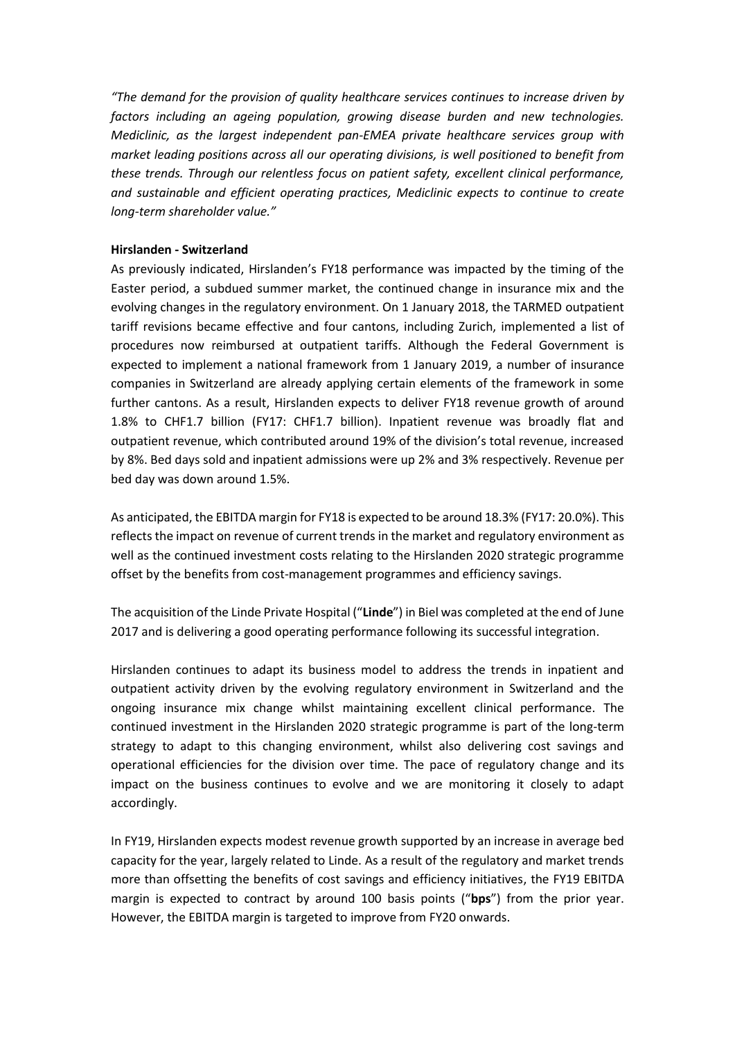*"The demand for the provision of quality healthcare services continues to increase driven by factors including an ageing population, growing disease burden and new technologies. Mediclinic, as the largest independent pan-EMEA private healthcare services group with market leading positions across all our operating divisions, is well positioned to benefit from these trends. Through our relentless focus on patient safety, excellent clinical performance, and sustainable and efficient operating practices, Mediclinic expects to continue to create long-term shareholder value."*

**Hirslanden - Switzerland**

As previously indicated, Hirslanden's FY18 performance was impacted by the timing of the Easter period, a subdued summer market, the continued change in insurance mix and the evolving changes in the regulatory environment. On 1 January 2018, the TARMED outpatient tariff revisions became effective and four cantons, including Zurich, implemented a list of procedures now reimbursed at outpatient tariffs. Although the Federal Government is expected to implement a national framework from 1 January 2019, a number of insurance companies in Switzerland are already applying certain elements of the framework in some further cantons. As a result, Hirslanden expects to deliver FY18 revenue growth of around 1.8% to CHF1.7 billion (FY17: CHF1.7 billion). Inpatient revenue was broadly flat and outpatient revenue, which contributed around 19% of the division's total revenue, increased by 8%. Bed days sold and inpatient admissions were up 2% and 3% respectively. Revenue per bed day was down around 1.5%.

As anticipated, the EBITDA margin for FY18 is expected to be around 18.3% (FY17: 20.0%). This reflects the impact on revenue of current trends in the market and regulatory environment as well as the continued investment costs relating to the Hirslanden 2020 strategic programme offset by the benefits from cost-management programmes and efficiency savings.

The acquisition of the Linde Private Hospital ("**Linde**") in Biel was completed at the end of June 2017 and is delivering a good operating performance following its successful integration.

Hirslanden continues to adapt its business model to address the trends in inpatient and outpatient activity driven by the evolving regulatory environment in Switzerland and the ongoing insurance mix change whilst maintaining excellent clinical performance. The continued investment in the Hirslanden 2020 strategic programme is part of the long-term strategy to adapt to this changing environment, whilst also delivering cost savings and operational efficiencies for the division over time. The pace of regulatory change and its impact on the business continues to evolve and we are monitoring it closely to adapt accordingly.

In FY19, Hirslanden expects modest revenue growth supported by an increase in average bed capacity for the year, largely related to Linde. As a result of the regulatory and market trends more than offsetting the benefits of cost savings and efficiency initiatives, the FY19 EBITDA margin is expected to contract by around 100 basis points ("**bps**") from the prior year. However, the EBITDA margin is targeted to improve from FY20 onwards.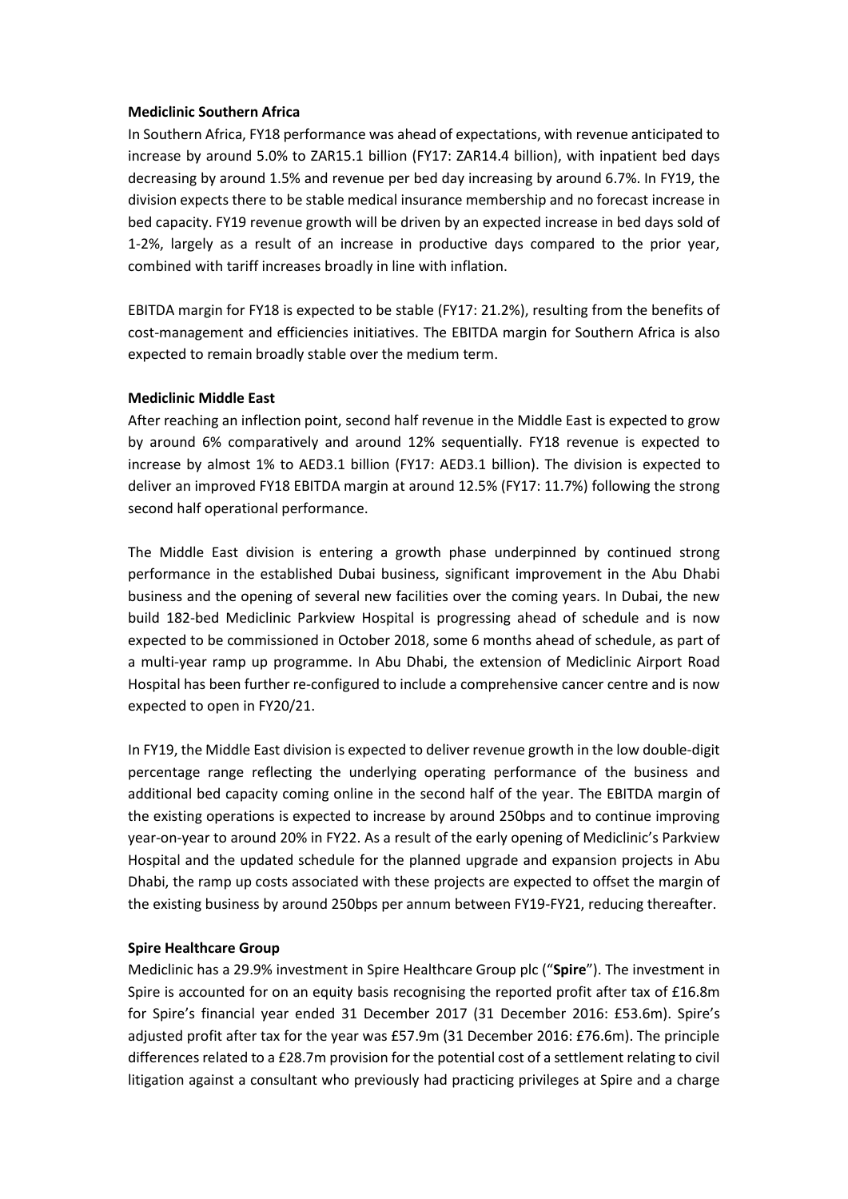**Mediclinic Southern Africa**

In Southern Africa, FY18 performance was ahead of expectations, with revenue anticipated to increase by around 5.0% to ZAR15.1 billion (FY17: ZAR14.4 billion), with inpatient bed days decreasing by around 1.5% and revenue per bed day increasing by around 6.7%. In FY19, the division expects there to be stable medical insurance membership and no forecast increase in bed capacity. FY19 revenue growth will be driven by an expected increase in bed days sold of 1-2%, largely as a result of an increase in productive days compared to the prior year, combined with tariff increases broadly in line with inflation.

EBITDA margin for FY18 is expected to be stable (FY17: 21.2%), resulting from the benefits of cost-management and efficiencies initiatives. The EBITDA margin for Southern Africa is also expected to remain broadly stable over the medium term.

**Mediclinic Middle East**

After reaching an inflection point, second half revenue in the Middle East is expected to grow by around 6% comparatively and around 12% sequentially. FY18 revenue is expected to increase by almost 1% to AED3.1 billion (FY17: AED3.1 billion). The division is expected to deliver an improved FY18 EBITDA margin at around 12.5% (FY17: 11.7%) following the strong second half operational performance.

The Middle East division is entering a growth phase underpinned by continued strong performance in the established Dubai business, significant improvement in the Abu Dhabi business and the opening of several new facilities over the coming years. In Dubai, the new build 182-bed Mediclinic Parkview Hospital is progressing ahead of schedule and is now expected to be commissioned in October 2018, some 6 months ahead of schedule, as part of a multi-year ramp up programme. In Abu Dhabi, the extension of Mediclinic Airport Road Hospital has been further re-configured to include a comprehensive cancer centre and is now expected to open in FY20/21.

In FY19, the Middle East division is expected to deliver revenue growth in the low double-digit percentage range reflecting the underlying operating performance of the business and additional bed capacity coming online in the second half of the year. The EBITDA margin of the existing operations is expected to increase by around 250bps and to continue improving year-on-year to around 20% in FY22. As a result of the early opening of Mediclinic's Parkview Hospital and the updated schedule for the planned upgrade and expansion projects in Abu Dhabi, the ramp up costs associated with these projects are expected to offset the margin of the existing business by around 250bps per annum between FY19-FY21, reducing thereafter.

**Spire Healthcare Group**

Mediclinic has a 29.9% investment in Spire Healthcare Group plc ("**Spire**"). The investment in Spire is accounted for on an equity basis recognising the reported profit after tax of £16.8m for Spire's financial year ended 31 December 2017 (31 December 2016: £53.6m). Spire's adjusted profit after tax for the year was £57.9m (31 December 2016: £76.6m). The principle differences related to a £28.7m provision for the potential cost of a settlement relating to civil litigation against a consultant who previously had practicing privileges at Spire and a charge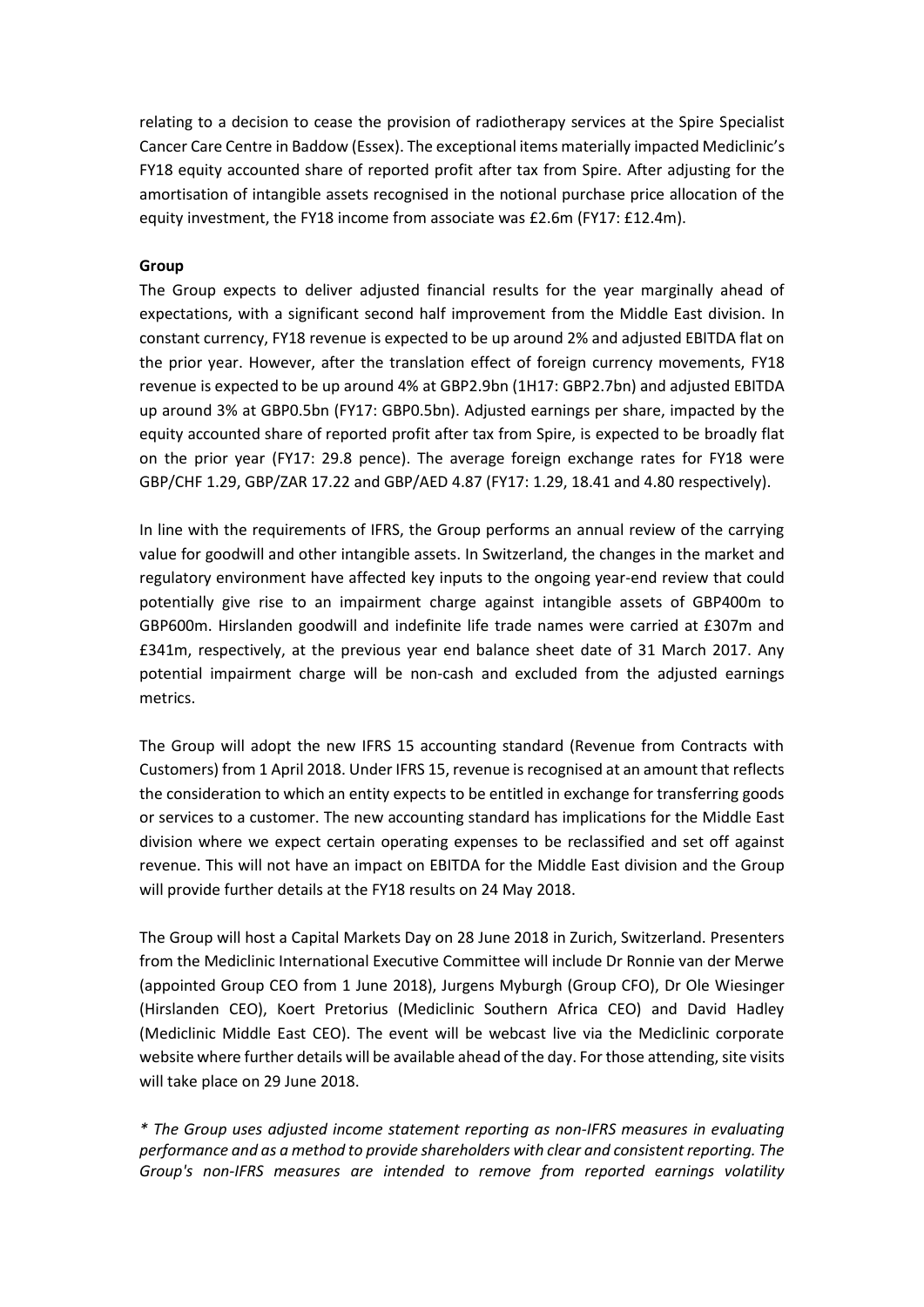relating to a decision to cease the provision of radiotherapy services at the Spire Specialist Cancer Care Centre in Baddow (Essex). The exceptional items materially impacted Mediclinic's FY18 equity accounted share of reported profit after tax from Spire. After adjusting for the amortisation of intangible assets recognised in the notional purchase price allocation of the equity investment, the FY18 income from associate was £2.6m (FY17: £12.4m).

**Group**

The Group expects to deliver adjusted financial results for the year marginally ahead of expectations, with a significant second half improvement from the Middle East division. In constant currency, FY18 revenue is expected to be up around 2% and adjusted EBITDA flat on the prior year. However, after the translation effect of foreign currency movements, FY18 revenue is expected to be up around 4% at GBP2.9bn (1H17: GBP2.7bn) and adjusted EBITDA up around 3% at GBP0.5bn (FY17: GBP0.5bn). Adjusted earnings per share, impacted by the equity accounted share of reported profit after tax from Spire, is expected to be broadly flat on the prior year (FY17: 29.8 pence). The average foreign exchange rates for FY18 were GBP/CHF 1.29, GBP/ZAR 17.22 and GBP/AED 4.87 (FY17: 1.29, 18.41 and 4.80 respectively).

In line with the requirements of IFRS, the Group performs an annual review of the carrying value for goodwill and other intangible assets. In Switzerland, the changes in the market and regulatory environment have affected key inputs to the ongoing year-end review that could potentially give rise to an impairment charge against intangible assets of GBP400m to GBP600m. Hirslanden goodwill and indefinite life trade names were carried at £307m and £341m, respectively, at the previous year end balance sheet date of 31 March 2017. Any potential impairment charge will be non-cash and excluded from the adjusted earnings metrics.

The Group will adopt the new IFRS 15 accounting standard (Revenue from Contracts with Customers) from 1 April 2018. Under IFRS 15, revenue is recognised at an amount that reflects the consideration to which an entity expects to be entitled in exchange for transferring goods or services to a customer. The new accounting standard has implications for the Middle East division where we expect certain operating expenses to be reclassified and set off against revenue. This will not have an impact on EBITDA for the Middle East division and the Group will provide further details at the FY18 results on 24 May 2018.

The Group will host a Capital Markets Day on 28 June 2018 in Zurich, Switzerland. Presenters from the Mediclinic International Executive Committee will include Dr Ronnie van der Merwe (appointed Group CEO from 1 June 2018), Jurgens Myburgh (Group CFO), Dr Ole Wiesinger (Hirslanden CEO), Koert Pretorius (Mediclinic Southern Africa CEO) and David Hadley (Mediclinic Middle East CEO). The event will be webcast live via the Mediclinic corporate website where further details will be available ahead of the day. For those attending, site visits will take place on 29 June 2018.

*\* The Group uses adjusted income statement reporting as non-IFRS measures in evaluating performance and as a method to provide shareholders with clear and consistent reporting. The Group's non-IFRS measures are intended to remove from reported earnings volatility*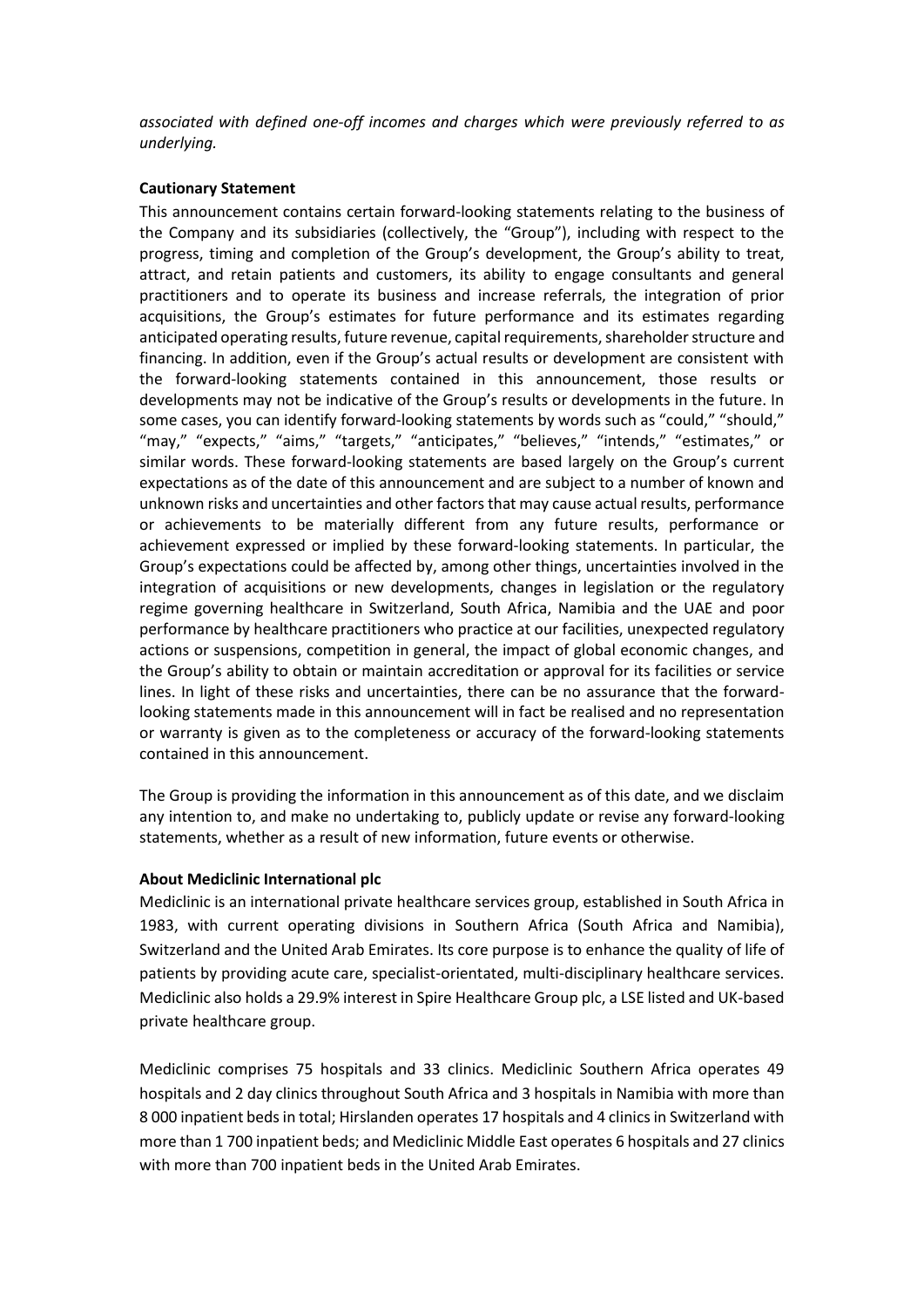*associated with defined one-off incomes and charges which were previously referred to as underlying.*

**Cautionary Statement**

This announcement contains certain forward-looking statements relating to the business of the Company and its subsidiaries (collectively, the "Group"), including with respect to the progress, timing and completion of the Group's development, the Group's ability to treat, attract, and retain patients and customers, its ability to engage consultants and general practitioners and to operate its business and increase referrals, the integration of prior acquisitions, the Group's estimates for future performance and its estimates regarding anticipated operating results, future revenue, capital requirements, shareholder structure and financing. In addition, even if the Group's actual results or development are consistent with the forward-looking statements contained in this announcement, those results or developments may not be indicative of the Group's results or developments in the future. In some cases, you can identify forward-looking statements by words such as "could," "should," "may," "expects," "aims," "targets," "anticipates," "believes," "intends," "estimates," or similar words. These forward-looking statements are based largely on the Group's current expectations as of the date of this announcement and are subject to a number of known and unknown risks and uncertainties and other factors that may cause actual results, performance or achievements to be materially different from any future results, performance or achievement expressed or implied by these forward-looking statements. In particular, the Group's expectations could be affected by, among other things, uncertainties involved in the integration of acquisitions or new developments, changes in legislation or the regulatory regime governing healthcare in Switzerland, South Africa, Namibia and the UAE and poor performance by healthcare practitioners who practice at our facilities, unexpected regulatory actions or suspensions, competition in general, the impact of global economic changes, and the Group's ability to obtain or maintain accreditation or approval for its facilities or service lines. In light of these risks and uncertainties, there can be no assurance that the forward-looking statements made in this announcement will in fact be realised and no representation or warranty is given as to the completeness or accuracy of the forward-looking statements contained in this announcement.

The Group is providing the information in this announcement as of this date, and we disclaim any intention to, and make no undertaking to, publicly update or revise any forward-looking statements, whether as a result of new information, future events or otherwise.

**About Mediclinic International plc**

Mediclinic is an international private healthcare services group, established in South Africa in 1983, with current operating divisions in Southern Africa (South Africa and Namibia), Switzerland and the United Arab Emirates. Its core purpose is to enhance the quality of life of patients by providing acute care, specialist-orientated, multi-disciplinary healthcare services. Mediclinic also holds a 29.9% interest in Spire Healthcare Group plc, a LSE listed and UK-based private healthcare group.

Mediclinic comprises 75 hospitals and 33 clinics. Mediclinic Southern Africa operates 49 hospitals and 2 day clinics throughout South Africa and 3 hospitals in Namibia with more than 8 000 inpatient beds in total; Hirslanden operates 17 hospitals and 4 clinics in Switzerland with more than 1 700 inpatient beds; and Mediclinic Middle East operates 6 hospitals and 27 clinics with more than 700 inpatient beds in the United Arab Emirates.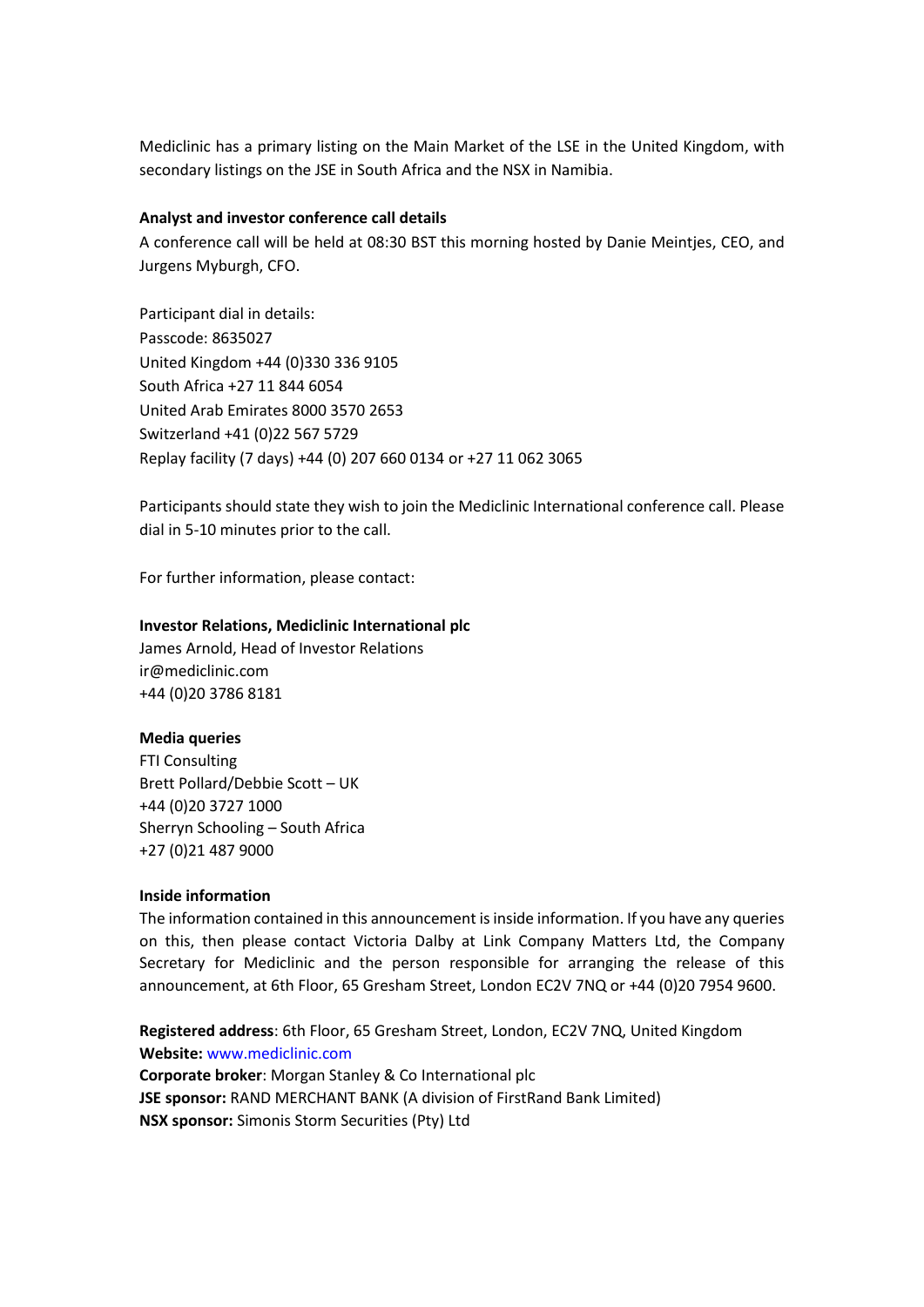Mediclinic has a primary listing on the Main Market of the LSE in the United Kingdom, with secondary listings on the JSE in South Africa and the NSX in Namibia.

**Analyst and investor conference call details**

A conference call will be held at 08:30 BST this morning hosted by Danie Meintjes, CEO, and Jurgens Myburgh, CFO.

Participant dial in details:
Passcode: 8635027
United Kingdom +44 (0)330 336 9105
South Africa +27 11 844 6054
United Arab Emirates 8000 3570 2653
Switzerland +41 (0)22 567 5729
Replay facility (7 days) +44 (0) 207 660 0134 or +27 11 062 3065

Participants should state they wish to join the Mediclinic International conference call. Please dial in 5-10 minutes prior to the call.

For further information, please contact:

**Investor Relations, Mediclinic International plc**
James Arnold, Head of Investor Relations
ir@mediclinic.com
+44 (0)20 3786 8181

**Media queries**
FTI Consulting
Brett Pollard/Debbie Scott – UK
+44 (0)20 3727 1000
Sherryn Schooling – South Africa
+27 (0)21 487 9000

**Inside information**

The information contained in this announcement is inside information. If you have any queries on this, then please contact Victoria Dalby at Link Company Matters Ltd, the Company Secretary for Mediclinic and the person responsible for arranging the release of this announcement, at 6th Floor, 65 Gresham Street, London EC2V 7NQ or +44 (0)20 7954 9600.

**Registered address**: 6th Floor, 65 Gresham Street, London, EC2V 7NQ, United Kingdom
**Website:** www.mediclinic.com
**Corporate broker**: Morgan Stanley & Co International plc
**JSE sponsor:** RAND MERCHANT BANK (A division of FirstRand Bank Limited)
**NSX sponsor:** Simonis Storm Securities (Pty) Ltd